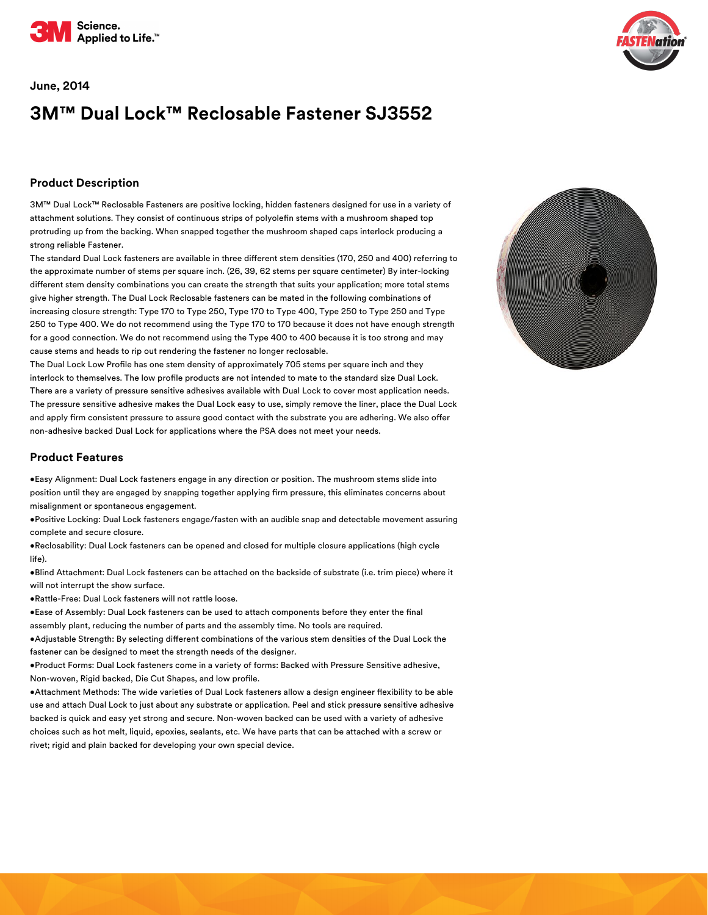June, 2014

# 3M™ Dual Lock™ Reclosable Fastener SJ3552

## Product Description

3M™ Dual Lock™ Reclosable Fasteners are positive locking, hidden fasteners designed for use in a variety of attachment solutions. They consist of continuous strips of polyolefin stems with a mushroom shaped top protruding up from the backing. When snapped together the mushroom shaped caps interlock producing a strong reliable Fastener.

The standard Dual Lock fasteners are available in three different stem densities (170, 250 and 400) referring to the approximate number of stems per square inch. (26, 39, 62 stems per square centimeter) By inter-locking different stem density combinations you can create the strength that suits your application; more total stems give higher strength. The Dual Lock Reclosable fasteners can be mated in the following combinations of increasing closure strength: Type 170 to Type 250, Type 170 to Type 400, Type 250 to Type 250 and Type 250 to Type 400. We do not recommend using the Type 170 to 170 because it does not have enough strength for a good connection. We do not recommend using the Type 400 to 400 because it is too strong and may cause stems and heads to rip out rendering the fastener no longer reclosable.

The Dual Lock Low Profile has one stem density of approximately 705 stems per square inch and they interlock to themselves. The low profile products are not intended to mate to the standard size Dual Lock.

There are a variety of pressure sensitive adhesives available with Dual Lock to cover most application needs. The pressure sensitive adhesive makes the Dual Lock easy to use, simply remove the liner, place the Dual Lock and apply firm consistent pressure to assure good contact with the substrate you are adhering. We also offer non-adhesive backed Dual Lock for applications where the PSA does not meet your needs.

## Product Features

- Easy Alignment: Dual Lock fasteners engage in any direction or position. The mushroom stems slide into position until they are engaged by snapping together applying firm pressure, this eliminates concerns about misalignment or spontaneous engagement.
- Positive Locking: Dual Lock fasteners engage/fasten with an audible snap and detectable movement assuring complete and secure closure.
- Reclosability: Dual Lock fasteners can be opened and closed for multiple closure applications (high cycle life).
- Blind Attachment: Dual Lock fasteners can be attached on the backside of substrate (i.e. trim piece) where it will not interrupt the show surface.
- Rattle-Free: Dual Lock fasteners will not rattle loose.
- Ease of Assembly: Dual Lock fasteners can be used to attach components before they enter the final assembly plant, reducing the number of parts and the assembly time. No tools are required.
- Adjustable Strength: By selecting different combinations of the various stem densities of the Dual Lock the fastener can be designed to meet the strength needs of the designer.
- Product Forms: Dual Lock fasteners come in a variety of forms: Backed with Pressure Sensitive adhesive, Non-woven, Rigid backed, Die Cut Shapes, and low profile.
- Attachment Methods: The wide varieties of Dual Lock fasteners allow a design engineer flexibility to be able use and attach Dual Lock to just about any substrate or application. Peel and stick pressure sensitive adhesive backed is quick and easy yet strong and secure. Non-woven backed can be used with a variety of adhesive choices such as hot melt, liquid, epoxies, sealants, etc. We have parts that can be attached with a screw or rivet; rigid and plain backed for developing your own special device.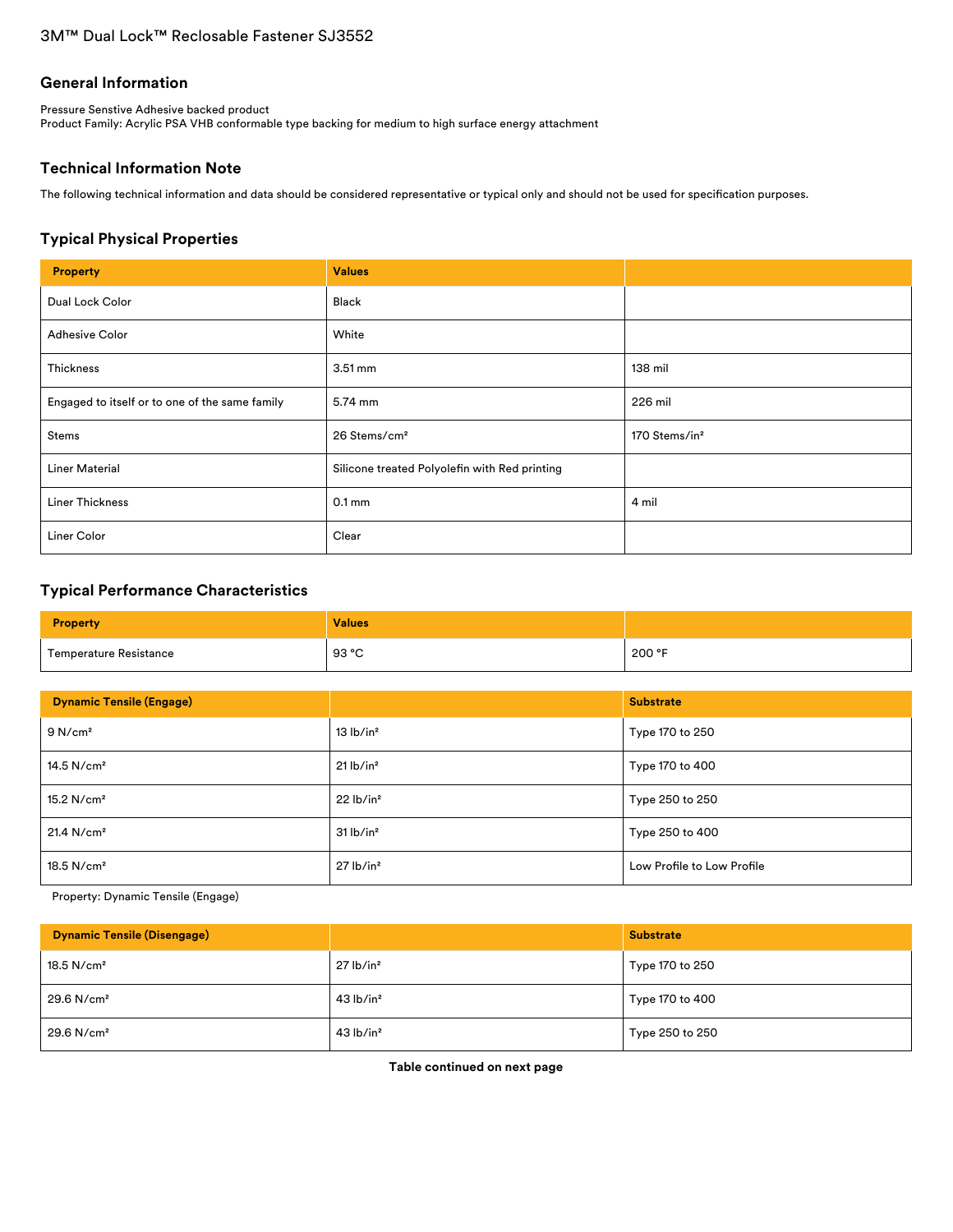3M™ Dual Lock™ Reclosable Fastener SJ3552

## General Information

Pressure Senstive Adhesive backed product
Product Family: Acrylic PSA VHB conformable type backing for medium to high surface energy attachment

## Technical Information Note

The following technical information and data should be considered representative or typical only and should not be used for specification purposes.

## Typical Physical Properties

| Property | Values | |
|---|---|---|
| Dual Lock Color | Black | |
| Adhesive Color | White | |
| Thickness | 3.51 mm | 138 mil |
| Engaged to itself or to one of the same family | 5.74 mm | 226 mil |
| Stems | 26 Stems/cm² | 170 Stems/in² |
| Liner Material | Silicone treated Polyolefin with Red printing | |
| Liner Thickness | 0.1 mm | 4 mil |
| Liner Color | Clear | |

## Typical Performance Characteristics

| Property | Values | |
|---|---|---|
| Temperature Resistance | 93 °C | 200 °F |

| Dynamic Tensile (Engage) | | Substrate |
|---|---|---|
| 9 N/cm² | 13 lb/in² | Type 170 to 250 |
| 14.5 N/cm² | 21 lb/in² | Type 170 to 400 |
| 15.2 N/cm² | 22 lb/in² | Type 250 to 250 |
| 21.4 N/cm² | 31 lb/in² | Type 250 to 400 |
| 18.5 N/cm² | 27 lb/in² | Low Profile to Low Profile |

Property: Dynamic Tensile (Engage)

| Dynamic Tensile (Disengage) | | Substrate |
|---|---|---|
| 18.5 N/cm² | 27 lb/in² | Type 170 to 250 |
| 29.6 N/cm² | 43 lb/in² | Type 170 to 400 |
| 29.6 N/cm² | 43 lb/in² | Type 250 to 250 |

**Table continued on next page**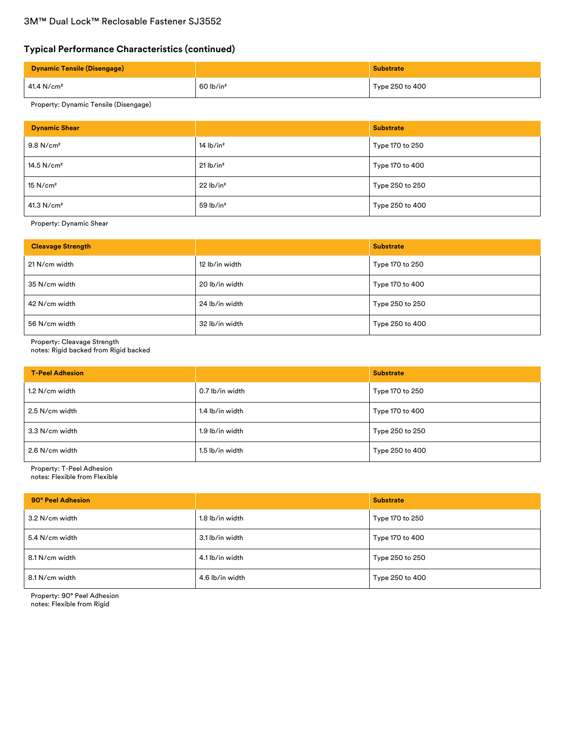## Typical Performance Characteristics (continued)

| Dynamic Tensile (Disengage) | | Substrate |
| --- | --- | --- |
| 41.4 N/cm² | 60 lb/in² | Type 250 to 400 |

Property: Dynamic Tensile (Disengage)

| Dynamic Shear | | Substrate |
| --- | --- | --- |
| 9.8 N/cm² | 14 lb/in² | Type 170 to 250 |
| 14.5 N/cm² | 21 lb/in² | Type 170 to 400 |
| 15 N/cm² | 22 lb/in² | Type 250 to 250 |
| 41.3 N/cm² | 59 lb/in² | Type 250 to 400 |

Property: Dynamic Shear

| Cleavage Strength | | Substrate |
| --- | --- | --- |
| 21 N/cm width | 12 lb/in width | Type 170 to 250 |
| 35 N/cm width | 20 lb/in width | Type 170 to 400 |
| 42 N/cm width | 24 lb/in width | Type 250 to 250 |
| 56 N/cm width | 32 lb/in width | Type 250 to 400 |

Property: Cleavage Strength
notes: Rigid backed from Rigid backed

| T-Peel Adhesion | | Substrate |
| --- | --- | --- |
| 1.2 N/cm width | 0.7 lb/in width | Type 170 to 250 |
| 2.5 N/cm width | 1.4 lb/in width | Type 170 to 400 |
| 3.3 N/cm width | 1.9 lb/in width | Type 250 to 250 |
| 2.6 N/cm width | 1.5 lb/in width | Type 250 to 400 |

Property: T-Peel Adhesion
notes: Flexible from Flexible

| 90° Peel Adhesion | | Substrate |
| --- | --- | --- |
| 3.2 N/cm width | 1.8 lb/in width | Type 170 to 250 |
| 5.4 N/cm width | 3.1 lb/in width | Type 170 to 400 |
| 8.1 N/cm width | 4.1 lb/in width | Type 250 to 250 |
| 8.1 N/cm width | 4.6 lb/in width | Type 250 to 400 |

Property: 90° Peel Adhesion
notes: Flexible from Rigid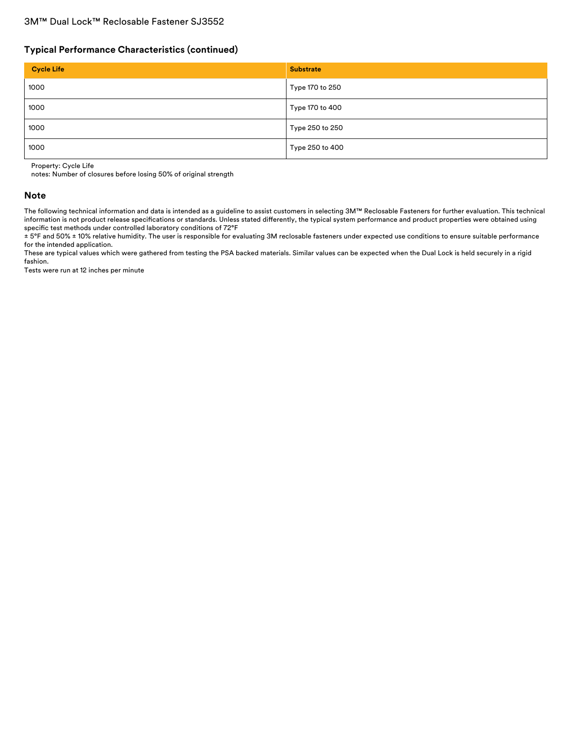## Typical Performance Characteristics (continued)

| Cycle Life | Substrate |
|---|---|
| 1000 | Type 170 to 250 |
| 1000 | Type 170 to 400 |
| 1000 | Type 250 to 250 |
| 1000 | Type 250 to 400 |

Property: Cycle Life
notes: Number of closures before losing 50% of original strength

## Note

The following technical information and data is intended as a guideline to assist customers in selecting 3M™ Reclosable Fasteners for further evaluation. This technical information is not product release specifications or standards. Unless stated differently, the typical system performance and product properties were obtained using specific test methods under controlled laboratory conditions of 72°F
± 5°F and 50% ± 10% relative humidity. The user is responsible for evaluating 3M reclosable fasteners under expected use conditions to ensure suitable performance for the intended application.
These are typical values which were gathered from testing the PSA backed materials. Similar values can be expected when the Dual Lock is held securely in a rigid fashion.
Tests were run at 12 inches per minute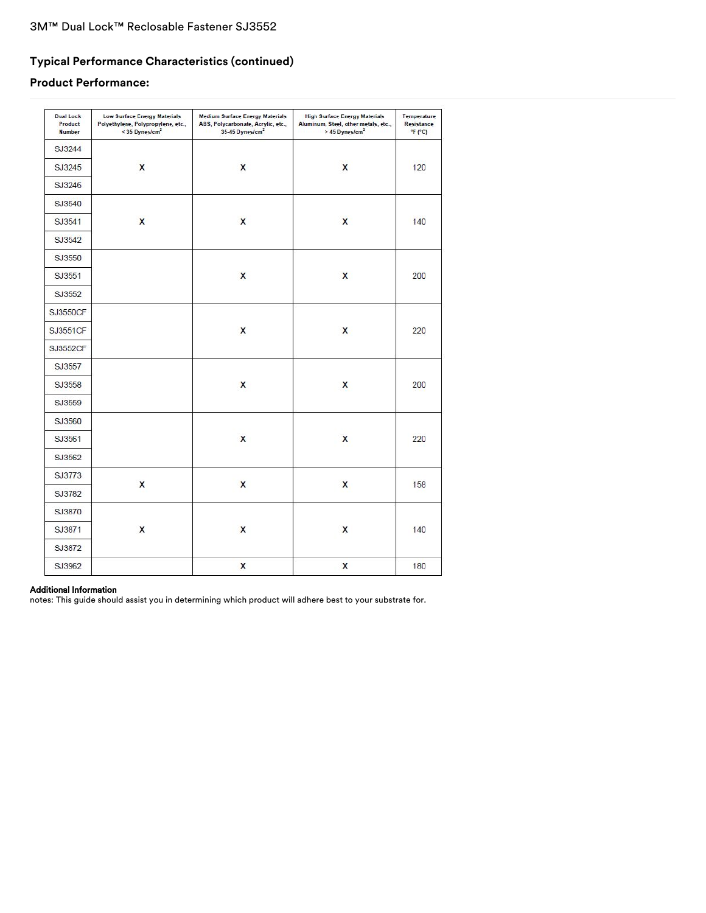3M™ Dual Lock™ Reclosable Fastener SJ3552

## Typical Performance Characteristics (continued)

### Product Performance:

| Dual Lock Product Number | Low Surface Energy Materials Polyethylene, Polypropylene, etc., < 35 Dynes/cm$^2$ | Medium Surface Energy Materials ABS, Polycarbonate, Acrylic, etc., 35-45 Dynes/cm$^2$ | High Surface Energy Materials Aluminum, Steel, other metals, etc., > 45 Dynes/cm$^2$ | Temperature Resistance °F (°C) |
|---|---|---|---|---|
| SJ3244 SJ3245 SJ3246 | X | X | X | 120 |
| SJ3540 SJ3541 SJ3542 | X | X | X | 140 |
| SJ3550 SJ3551 SJ3552 | | X | X | 200 |
| SJ3550CF SJ3551CF SJ3552CF | | X | X | 220 |
| SJ3557 SJ3558 SJ3559 | | X | X | 200 |
| SJ3560 SJ3561 SJ3562 | | X | X | 220 |
| SJ3773 SJ3782 | X | X | X | 158 |
| SJ3870 SJ3871 SJ3872 | X | X | X | 140 |
| SJ3962 | | X | X | 180 |

**Additional Information**

notes: This guide should assist you in determining which product will adhere best to your substrate for.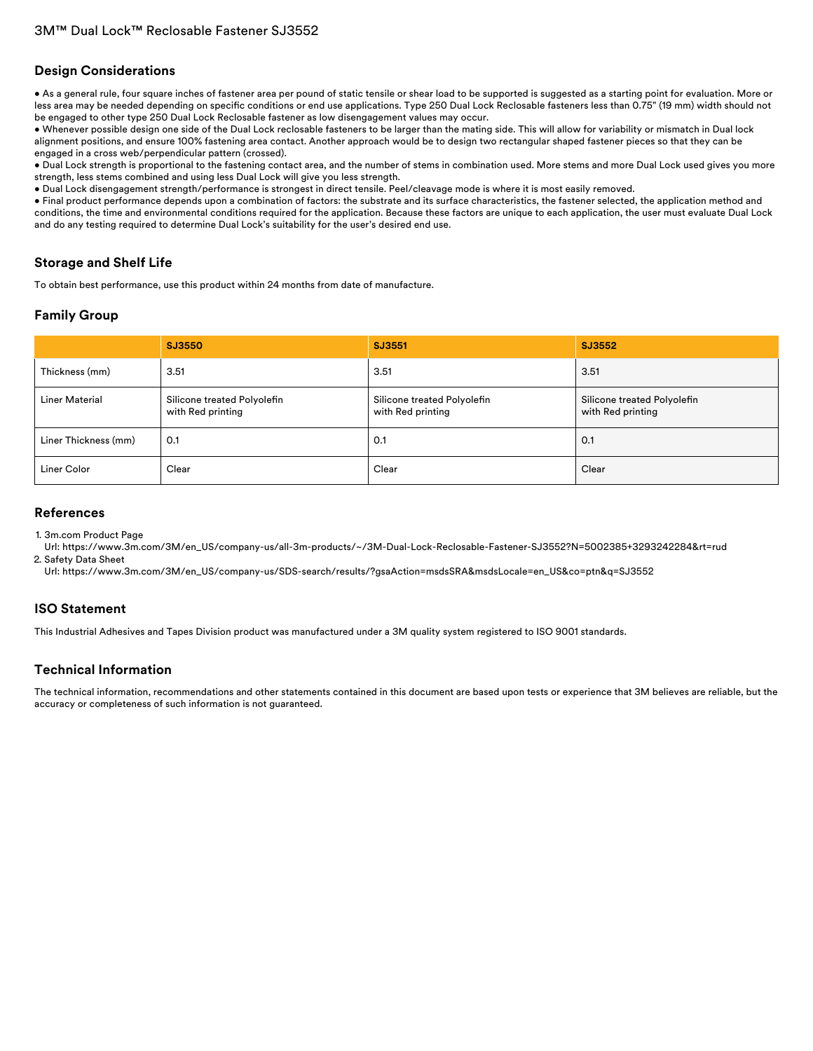# 3M™ Dual Lock™ Reclosable Fastener SJ3552

## Design Considerations

- As a general rule, four square inches of fastener area per pound of static tensile or shear load to be supported is suggested as a starting point for evaluation. More or less area may be needed depending on specific conditions or end use applications. Type 250 Dual Lock Reclosable fasteners less than 0.75" (19 mm) width should not be engaged to other type 250 Dual Lock Reclosable fastener as low disengagement values may occur.
- Whenever possible design one side of the Dual Lock reclosable fasteners to be larger than the mating side. This will allow for variability or mismatch in Dual lock alignment positions, and ensure 100% fastening area contact. Another approach would be to design two rectangular shaped fastener pieces so that they can be engaged in a cross web/perpendicular pattern (crossed).
- Dual Lock strength is proportional to the fastening contact area, and the number of stems in combination used. More stems and more Dual Lock used gives you more strength, less stems combined and using less Dual Lock will give you less strength.
- Dual Lock disengagement strength/performance is strongest in direct tensile. Peel/cleavage mode is where it is most easily removed.
- Final product performance depends upon a combination of factors: the substrate and its surface characteristics, the fastener selected, the application method and conditions, the time and environmental conditions required for the application. Because these factors are unique to each application, the user must evaluate Dual Lock and do any testing required to determine Dual Lock's suitability for the user's desired end use.

## Storage and Shelf Life

To obtain best performance, use this product within 24 months from date of manufacture.

## Family Group

| | SJ3550 | SJ3551 | SJ3552 |
|---|---|---|---|
| Thickness (mm) | 3.51 | 3.51 | 3.51 |
| Liner Material | Silicone treated Polyolefin with Red printing | Silicone treated Polyolefin with Red printing | Silicone treated Polyolefin with Red printing |
| Liner Thickness (mm) | 0.1 | 0.1 | 0.1 |
| Liner Color | Clear | Clear | Clear |

## References

1. 3m.com Product Page
   Url: https://www.3m.com/3M/en_US/company-us/all-3m-products/~/3M-Dual-Lock-Reclosable-Fastener-SJ3552?N=5002385+3293242284&rt=rud
2. Safety Data Sheet
   Url: https://www.3m.com/3M/en_US/company-us/SDS-search/results/?gsaAction=msdsSRA&msdsLocale=en_US&co=ptn&q=SJ3552

## ISO Statement

This Industrial Adhesives and Tapes Division product was manufactured under a 3M quality system registered to ISO 9001 standards.

## Technical Information

The technical information, recommendations and other statements contained in this document are based upon tests or experience that 3M believes are reliable, but the accuracy or completeness of such information is not guaranteed.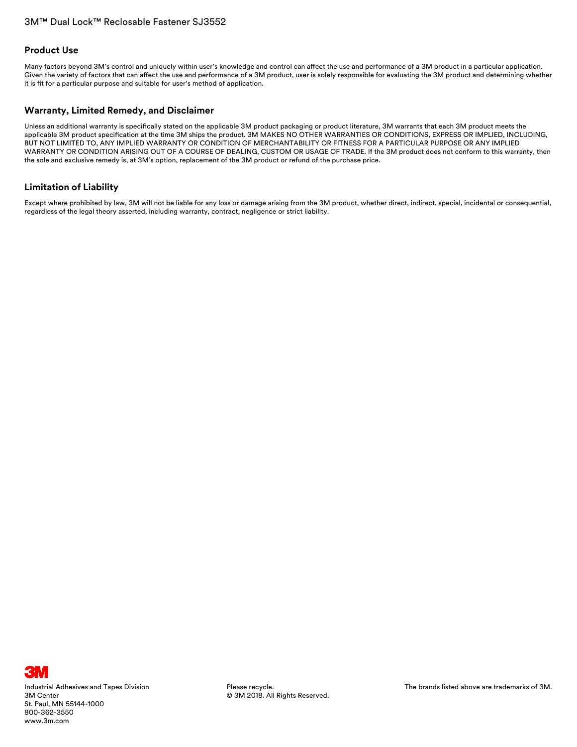## Product Use

Many factors beyond 3M's control and uniquely within user's knowledge and control can affect the use and performance of a 3M product in a particular application. Given the variety of factors that can affect the use and performance of a 3M product, user is solely responsible for evaluating the 3M product and determining whether it is fit for a particular purpose and suitable for user's method of application.

## Warranty, Limited Remedy, and Disclaimer

Unless an additional warranty is specifically stated on the applicable 3M product packaging or product literature, 3M warrants that each 3M product meets the applicable 3M product specification at the time 3M ships the product. 3M MAKES NO OTHER WARRANTIES OR CONDITIONS, EXPRESS OR IMPLIED, INCLUDING, BUT NOT LIMITED TO, ANY IMPLIED WARRANTY OR CONDITION OF MERCHANTABILITY OR FITNESS FOR A PARTICULAR PURPOSE OR ANY IMPLIED WARRANTY OR CONDITION ARISING OUT OF A COURSE OF DEALING, CUSTOM OR USAGE OF TRADE. If the 3M product does not conform to this warranty, then the sole and exclusive remedy is, at 3M's option, replacement of the 3M product or refund of the purchase price.

## Limitation of Liability

Except where prohibited by law, 3M will not be liable for any loss or damage arising from the 3M product, whether direct, indirect, special, incidental or consequential, regardless of the legal theory asserted, including warranty, contract, negligence or strict liability.

3M

Industrial Adhesives and Tapes Division
3M Center
St. Paul, MN 55144-1000
800-362-3550
www.3m.com

Please recycle.
© 3M 2018. All Rights Reserved.

The brands listed above are trademarks of 3M.